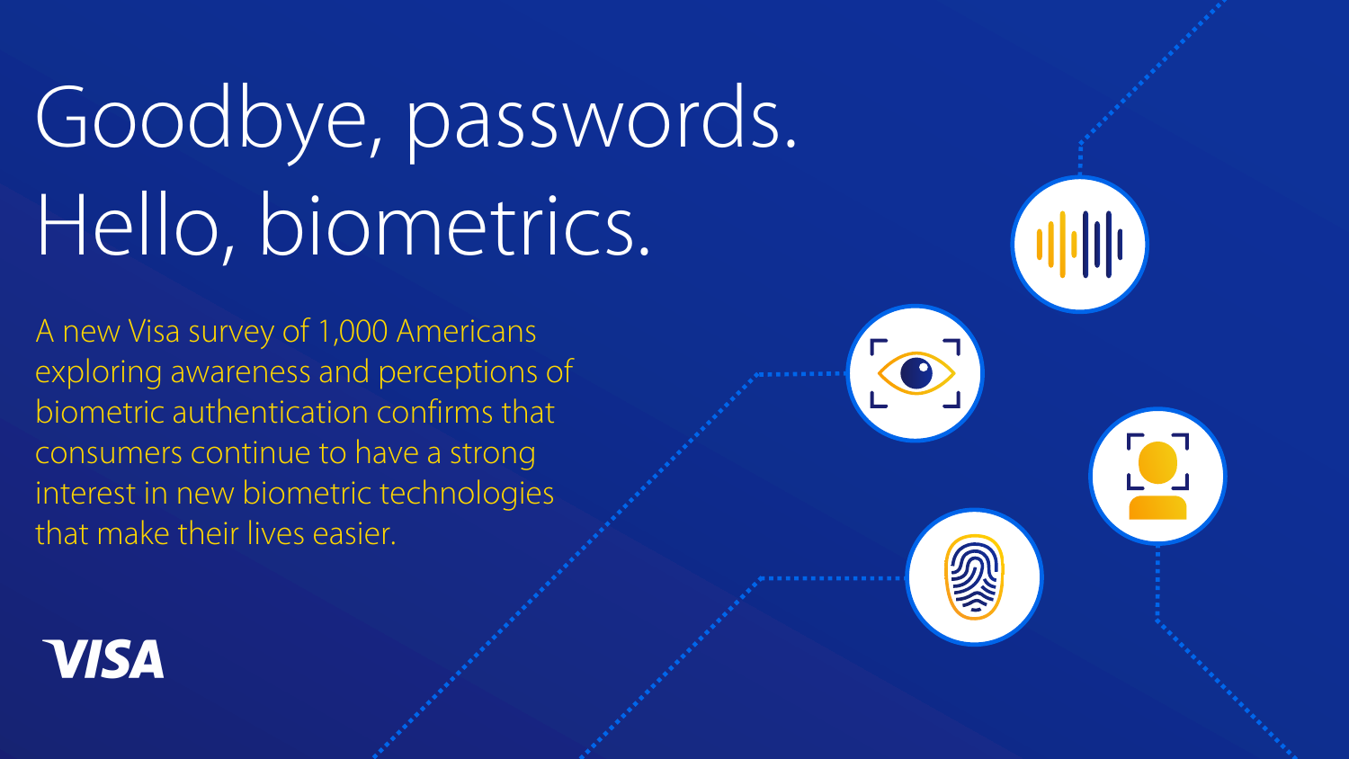# Goodbye, passwords. Hello, biometrics.

A new Visa survey of 1,000 Americans exploring awareness and perceptions of biometric authentication confirms that consumers continue to have a strong interest in new biometric technologies that make their lives easier.

VISA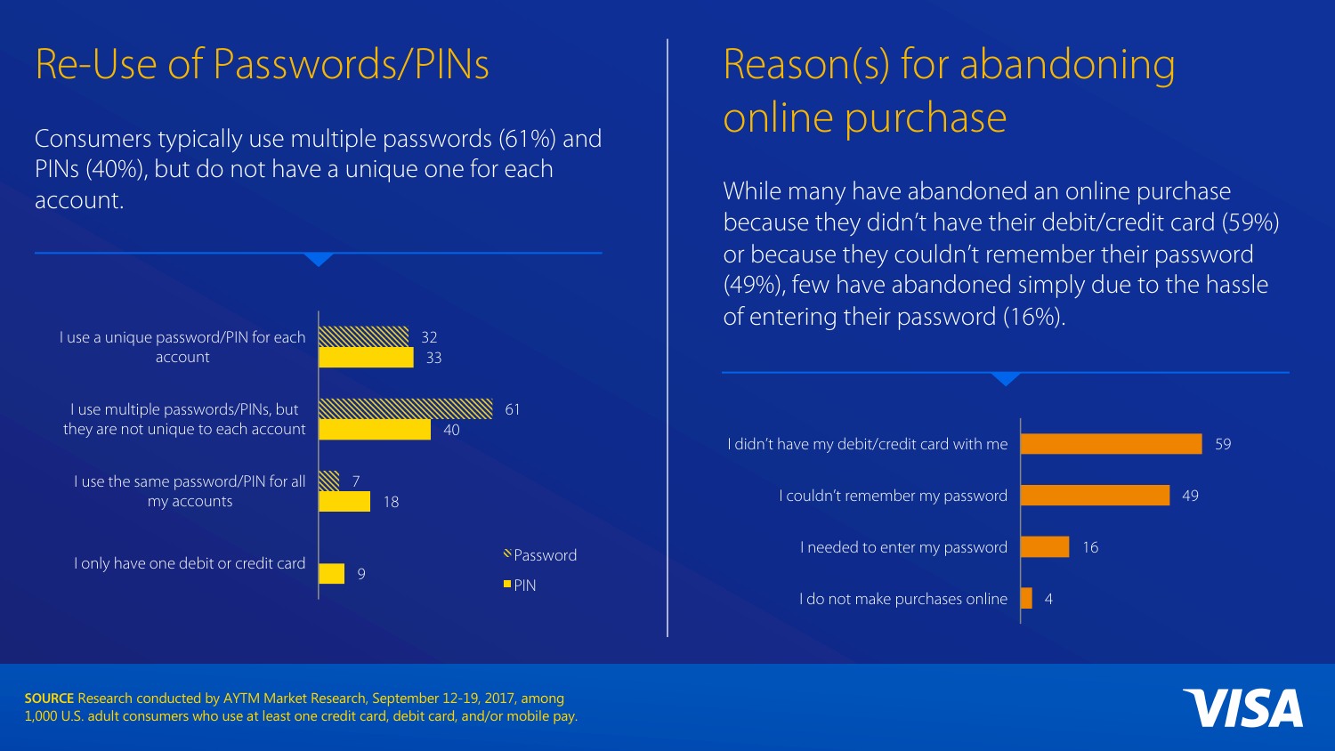# Re-Use of Passwords/PINs

Consumers typically use multiple passwords (61%) and PINs (40%), but do not have a unique one for each account.

| | Password | PIN |
|---|---|---|
| I use a unique password/PIN for each account | 32 | 33 |
| I use multiple passwords/PINs, but they are not unique to each account | 61 | 40 |
| I use the same password/PIN for all my accounts | 7 | 18 |
| I only have one debit or credit card | | 9 |

# Reason(s) for abandoning online purchase

While many have abandoned an online purchase because they didn't have their debit/credit card (59%) or because they couldn't remember their password (49%), few have abandoned simply due to the hassle of entering their password (16%).

| Reason | % |
|---|---|
| I didn't have my debit/credit card with me | 59 |
| I couldn't remember my password | 49 |
| I needed to enter my password | 16 |
| I do not make purchases online | 4 |

**SOURCE** Research conducted by AYTM Market Research, September 12-19, 2017, among 1,000 U.S. adult consumers who use at least one credit card, debit card, and/or mobile pay.

VISA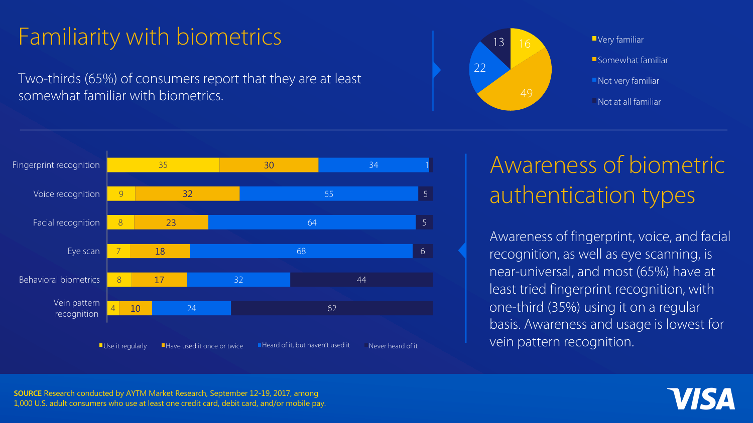# Familiarity with biometrics

Two-thirds (65%) of consumers report that they are at least somewhat familiar with biometrics.

| Familiarity | % |
|---|---|
| Very familiar | 16 |
| Somewhat familiar | 49 |
| Not very familiar | 22 |
| Not at all familiar | 13 |

# Awareness of biometric authentication types

| | Use it regularly | Have used it once or twice | Heard of it, but haven't used it | Never heard of it |
|---|---|---|---|---|
| Fingerprint recognition | 35 | 30 | 34 | 1 |
| Voice recognition | 9 | 32 | 55 | 5 |
| Facial recognition | 8 | 23 | 64 | 5 |
| Eye scan | 7 | 18 | 68 | 6 |
| Behavioral biometrics | 8 | 17 | 32 | 44 |
| Vein pattern recognition | 4 | 10 | 24 | 62 |

Awareness of fingerprint, voice, and facial recognition, as well as eye scanning, is near-universal, and most (65%) have at least tried fingerprint recognition, with one-third (35%) using it on a regular basis. Awareness and usage is lowest for vein pattern recognition.

**SOURCE** Research conducted by AYTM Market Research, September 12-19, 2017, among 1,000 U.S. adult consumers who use at least one credit card, debit card, and/or mobile pay.

VISA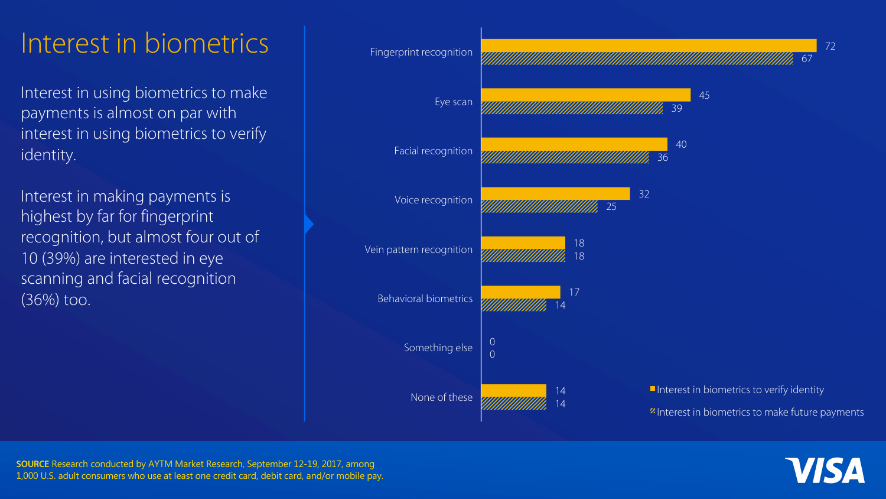# Interest in biometrics

Interest in using biometrics to make payments is almost on par with interest in using biometrics to verify identity.

Interest in making payments is highest by far for fingerprint recognition, but almost four out of 10 (39%) are interested in eye scanning and facial recognition (36%) too.

| | Interest in biometrics to verify identity | Interest in biometrics to make future payments |
|---|---|---|
| Fingerprint recognition | 72 | 67 |
| Eye scan | 45 | 39 |
| Facial recognition | 40 | 36 |
| Voice recognition | 32 | 25 |
| Vein pattern recognition | 18 | 18 |
| Behavioral biometrics | 17 | 14 |
| Something else | 0 | 0 |
| None of these | 14 | 14 |

**SOURCE** Research conducted by AYTM Market Research, September 12-19, 2017, among 1,000 U.S. adult consumers who use at least one credit card, debit card, and/or mobile pay.

VISA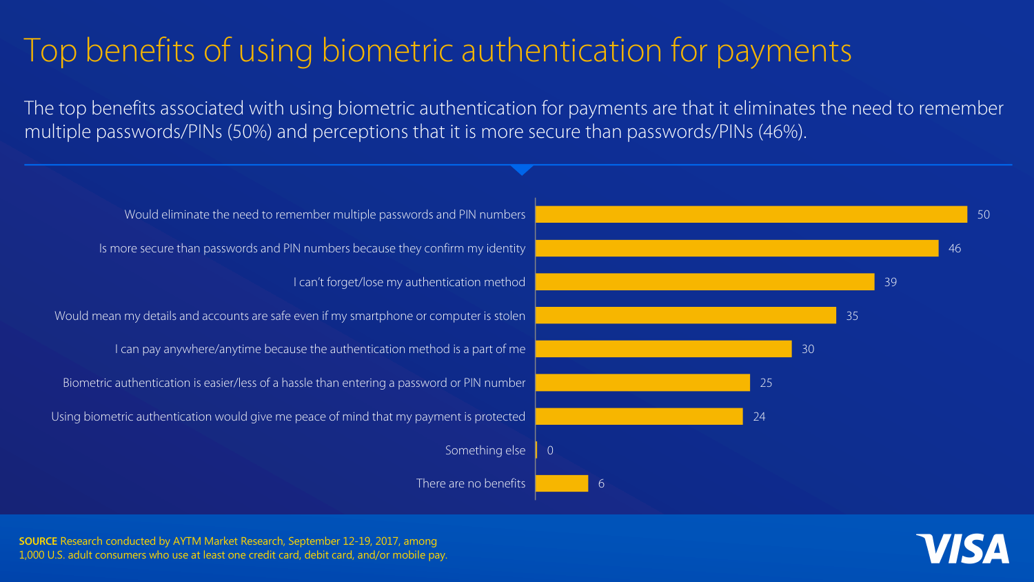# Top benefits of using biometric authentication for payments

The top benefits associated with using biometric authentication for payments are that it eliminates the need to remember multiple passwords/PINs (50%) and perceptions that it is more secure than passwords/PINs (46%).

| Benefit | % |
|---|---|
| Would eliminate the need to remember multiple passwords and PIN numbers | 50 |
| Is more secure than passwords and PIN numbers because they confirm my identity | 46 |
| I can't forget/lose my authentication method | 39 |
| Would mean my details and accounts are safe even if my smartphone or computer is stolen | 35 |
| I can pay anywhere/anytime because the authentication method is a part of me | 30 |
| Biometric authentication is easier/less of a hassle than entering a password or PIN number | 25 |
| Using biometric authentication would give me peace of mind that my payment is protected | 24 |
| Something else | 0 |
| There are no benefits | 6 |

**SOURCE** Research conducted by AYTM Market Research, September 12-19, 2017, among 1,000 U.S. adult consumers who use at least one credit card, debit card, and/or mobile pay.

VISA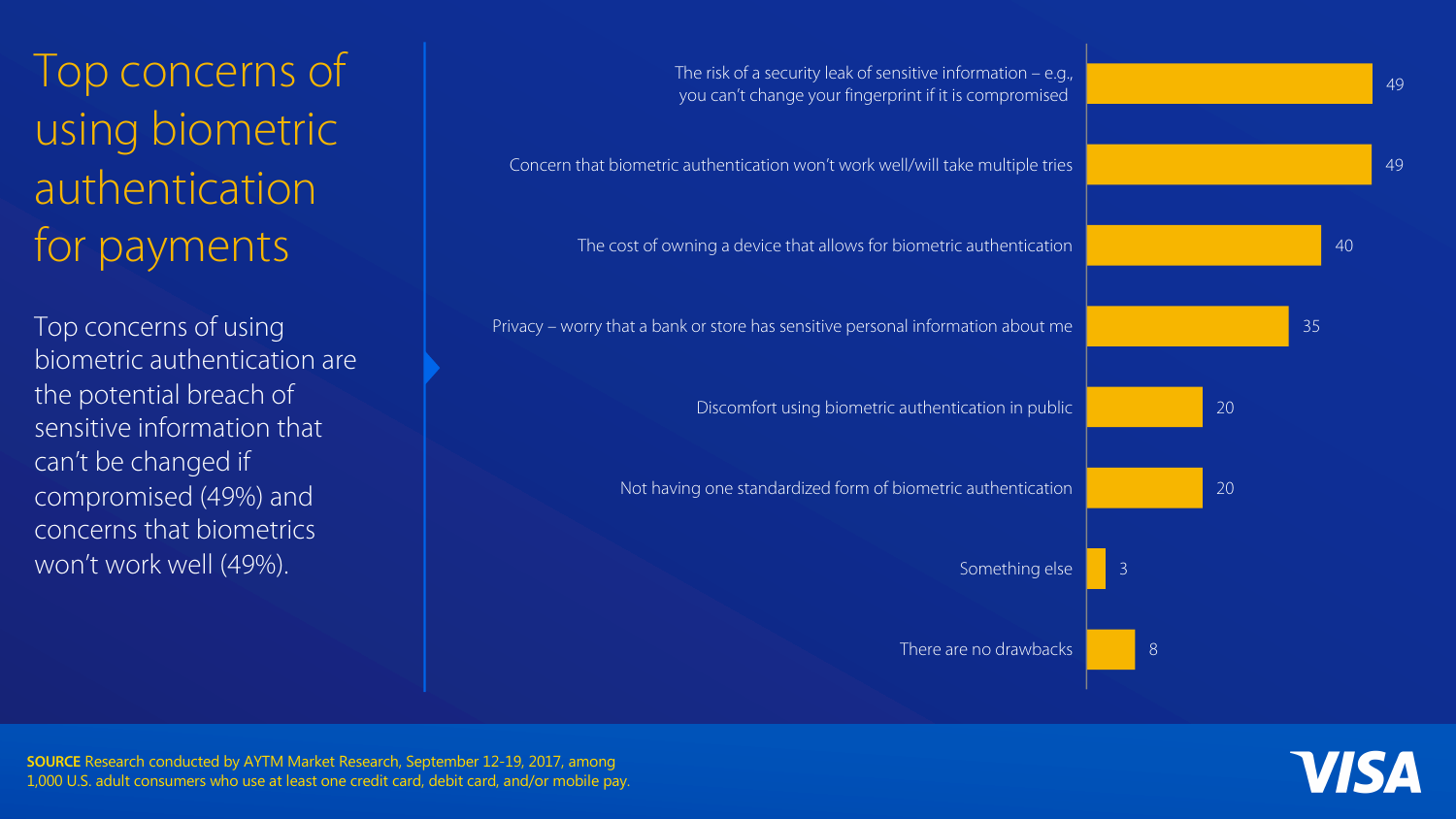# Top concerns of using biometric authentication for payments

Top concerns of using biometric authentication are the potential breach of sensitive information that can't be changed if compromised (49%) and concerns that biometrics won't work well (49%).

| Concern | % |
| --- | --- |
| The risk of a security leak of sensitive information – e.g., you can't change your fingerprint if it is compromised | 49 |
| Concern that biometric authentication won't work well/will take multiple tries | 49 |
| The cost of owning a device that allows for biometric authentication | 40 |
| Privacy – worry that a bank or store has sensitive personal information about me | 35 |
| Discomfort using biometric authentication in public | 20 |
| Not having one standardized form of biometric authentication | 20 |
| Something else | 3 |
| There are no drawbacks | 8 |

**SOURCE** Research conducted by AYTM Market Research, September 12-19, 2017, among 1,000 U.S. adult consumers who use at least one credit card, debit card, and/or mobile pay.

VISA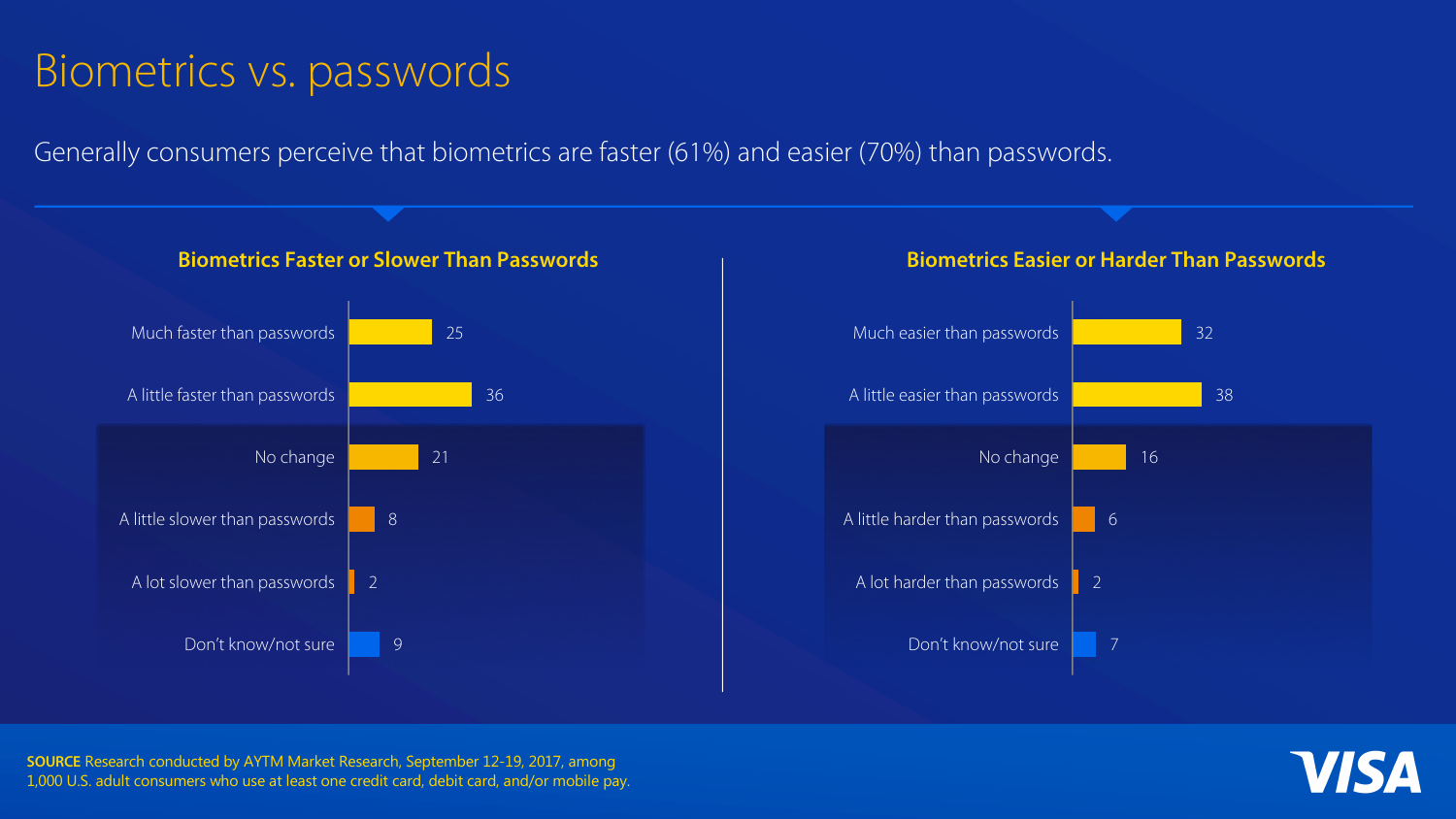# Biometrics vs. passwords

Generally consumers perceive that biometrics are faster (61%) and easier (70%) than passwords.

### Biometrics Faster or Slower Than Passwords

| Response | % |
| --- | --- |
| Much faster than passwords | 25 |
| A little faster than passwords | 36 |
| No change | 21 |
| A little slower than passwords | 8 |
| A lot slower than passwords | 2 |
| Don't know/not sure | 9 |

### Biometrics Easier or Harder Than Passwords

| Response | % |
| --- | --- |
| Much easier than passwords | 32 |
| A little easier than passwords | 38 |
| No change | 16 |
| A little harder than passwords | 6 |
| A lot harder than passwords | 2 |
| Don't know/not sure | 7 |

**SOURCE** Research conducted by AYTM Market Research, September 12-19, 2017, among 1,000 U.S. adult consumers who use at least one credit card, debit card, and/or mobile pay.

VISA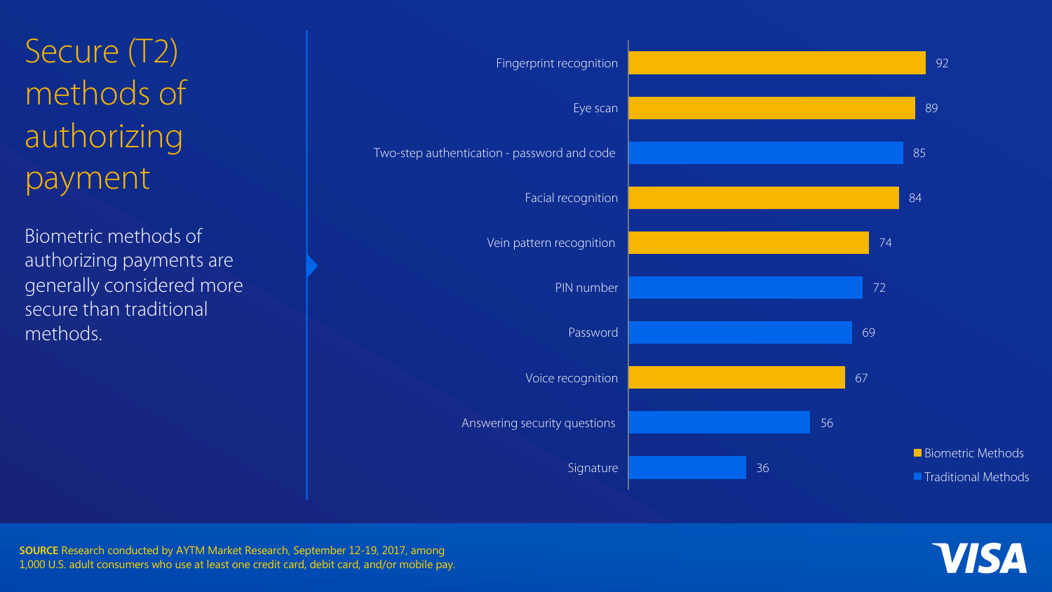# Secure (T2) methods of authorizing payment

Biometric methods of authorizing payments are generally considered more secure than traditional methods.

| Method | Type | Secure (T2) |
| --- | --- | --- |
| Fingerprint recognition | Biometric Methods | 92 |
| Eye scan | Biometric Methods | 89 |
| Two-step authentication - password and code | Traditional Methods | 85 |
| Facial recognition | Biometric Methods | 84 |
| Vein pattern recognition | Biometric Methods | 74 |
| PIN number | Traditional Methods | 72 |
| Password | Traditional Methods | 69 |
| Voice recognition | Biometric Methods | 67 |
| Answering security questions | Traditional Methods | 56 |
| Signature | Traditional Methods | 36 |

**SOURCE** Research conducted by AYTM Market Research, September 12-19, 2017, among 1,000 U.S. adult consumers who use at least one credit card, debit card, and/or mobile pay.

VISA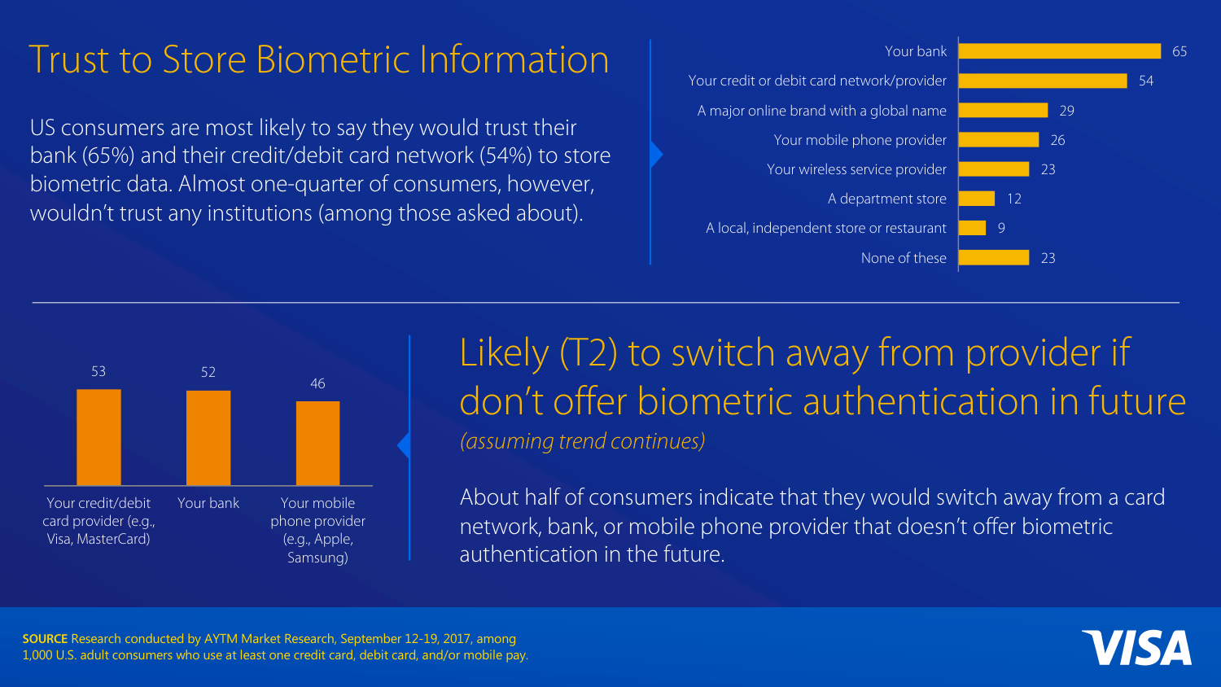# Trust to Store Biometric Information

US consumers are most likely to say they would trust their bank (65%) and their credit/debit card network (54%) to store biometric data. Almost one-quarter of consumers, however, wouldn't trust any institutions (among those asked about).

Your bank 65
Your credit or debit card network/provider 54
A major online brand with a global name 29
Your mobile phone provider 26
Your wireless service provider 23
A department store 12
A local, independent store or restaurant 9
None of these 23

# Likely (T2) to switch away from provider if don't offer biometric authentication in future

*(assuming trend continues)*

53
Your credit/debit card provider (e.g., Visa, MasterCard)

52
Your bank

46
Your mobile phone provider (e.g., Apple, Samsung)

About half of consumers indicate that they would switch away from a card network, bank, or mobile phone provider that doesn't offer biometric authentication in the future.

**SOURCE** Research conducted by AYTM Market Research, September 12-19, 2017, among 1,000 U.S. adult consumers who use at least one credit card, debit card, and/or mobile pay.

VISA